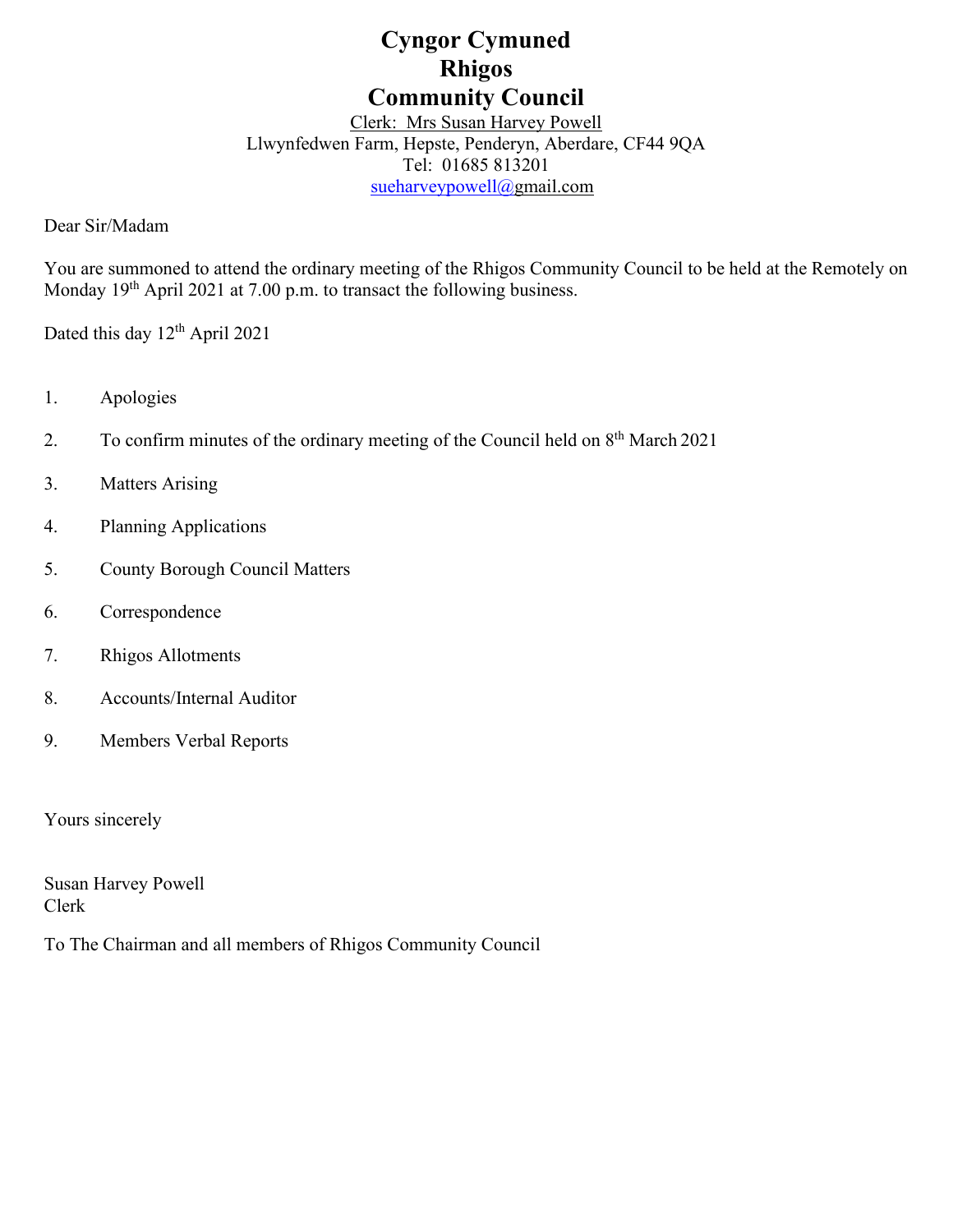# Cyngor Cymuned
# Rhigos
# Community Council

Clerk: Mrs Susan Harvey Powell
Llwynfedwen Farm, Hepste, Penderyn, Aberdare, CF44 9QA
Tel: 01685 813201
sueharveypowell@gmail.com

Dear Sir/Madam

You are summoned to attend the ordinary meeting of the Rhigos Community Council to be held at the Remotely on Monday 19th April 2021 at 7.00 p.m. to transact the following business.

Dated this day 12th April 2021

1. Apologies
2. To confirm minutes of the ordinary meeting of the Council held on 8th March 2021
3. Matters Arising
4. Planning Applications
5. County Borough Council Matters
6. Correspondence
7. Rhigos Allotments
8. Accounts/Internal Auditor
9. Members Verbal Reports

Yours sincerely

Susan Harvey Powell
Clerk

To The Chairman and all members of Rhigos Community Council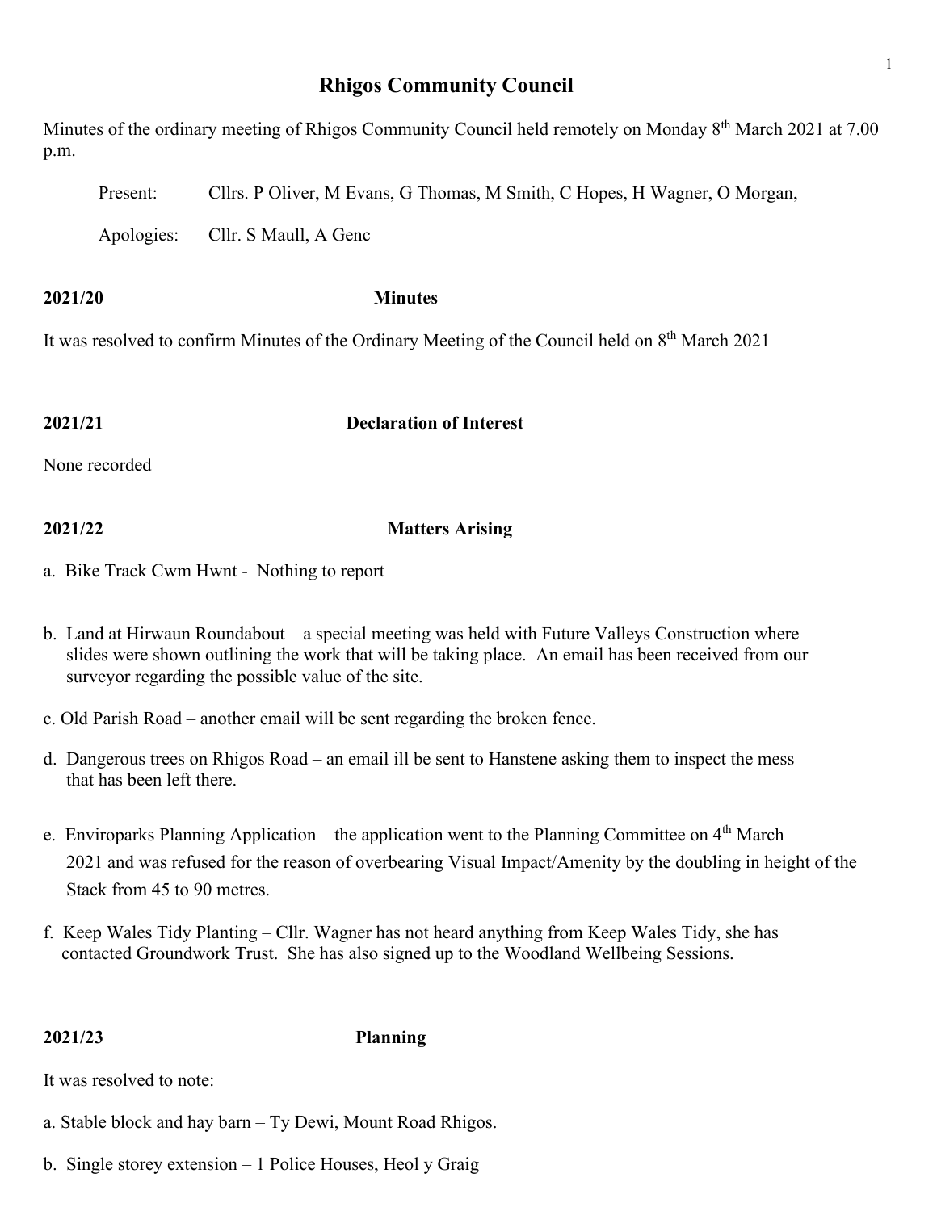# Rhigos Community Council

Minutes of the ordinary meeting of Rhigos Community Council held remotely on Monday 8th March 2021 at 7.00 p.m.

Present: Cllrs. P Oliver, M Evans, G Thomas, M Smith, C Hopes, H Wagner, O Morgan,

Apologies: Cllr. S Maull, A Genc

**2021/20 Minutes**

It was resolved to confirm Minutes of the Ordinary Meeting of the Council held on 8th March 2021

**2021/21 Declaration of Interest**

None recorded

**2021/22 Matters Arising**

a. Bike Track Cwm Hwnt - Nothing to report

b. Land at Hirwaun Roundabout – a special meeting was held with Future Valleys Construction where slides were shown outlining the work that will be taking place. An email has been received from our surveyor regarding the possible value of the site.

c. Old Parish Road – another email will be sent regarding the broken fence.

d. Dangerous trees on Rhigos Road – an email ill be sent to Hanstene asking them to inspect the mess that has been left there.

e. Enviroparks Planning Application – the application went to the Planning Committee on 4th March 2021 and was refused for the reason of overbearing Visual Impact/Amenity by the doubling in height of the Stack from 45 to 90 metres.

f. Keep Wales Tidy Planting – Cllr. Wagner has not heard anything from Keep Wales Tidy, she has contacted Groundwork Trust. She has also signed up to the Woodland Wellbeing Sessions.

**2021/23 Planning**

It was resolved to note:

a. Stable block and hay barn – Ty Dewi, Mount Road Rhigos.

b. Single storey extension – 1 Police Houses, Heol y Graig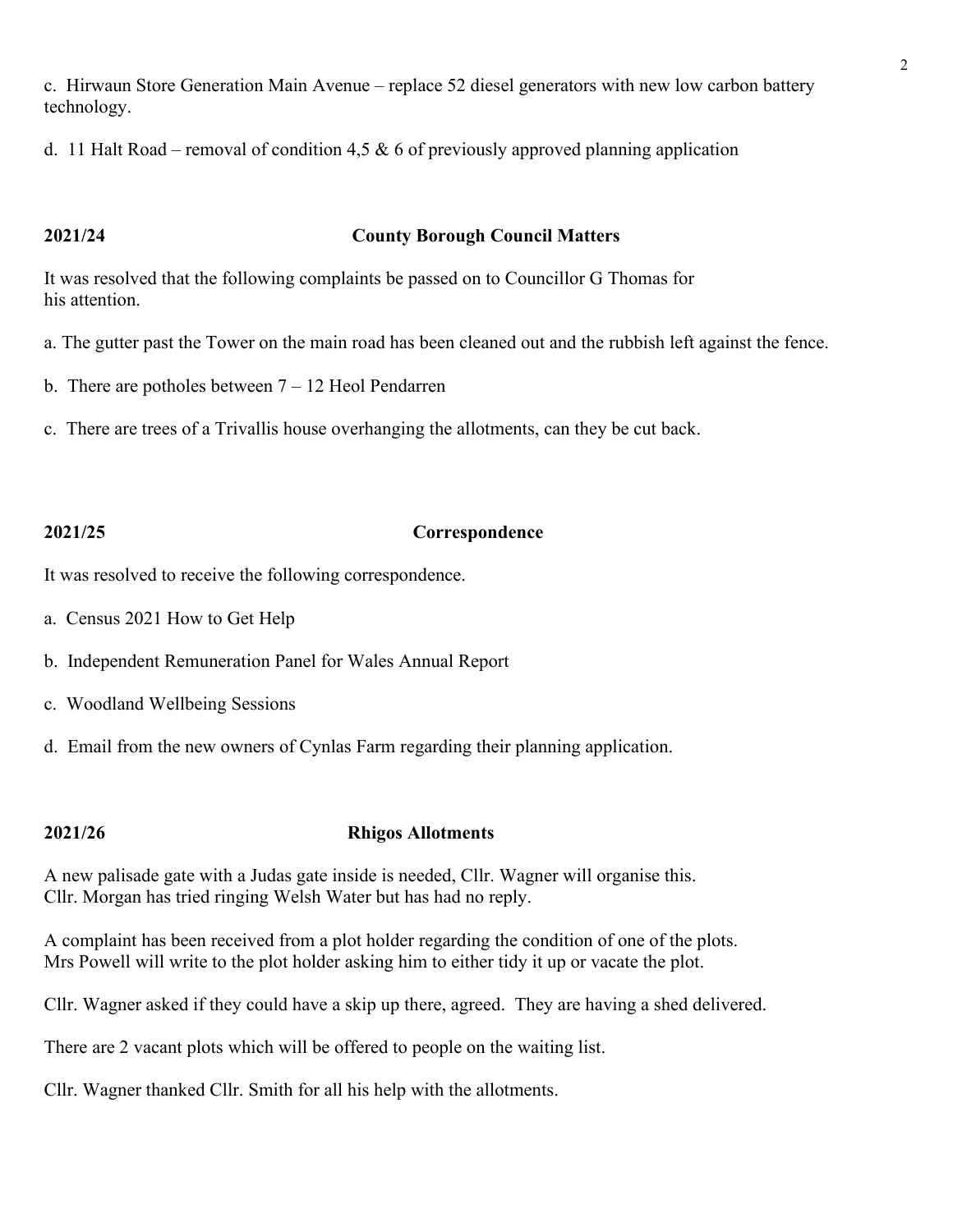c. Hirwaun Store Generation Main Avenue – replace 52 diesel generators with new low carbon battery technology.

d. 11 Halt Road – removal of condition 4,5 & 6 of previously approved planning application

**2021/24 County Borough Council Matters**

It was resolved that the following complaints be passed on to Councillor G Thomas for his attention.

a. The gutter past the Tower on the main road has been cleaned out and the rubbish left against the fence.

b. There are potholes between 7 – 12 Heol Pendarren

c. There are trees of a Trivallis house overhanging the allotments, can they be cut back.

**2021/25 Correspondence**

It was resolved to receive the following correspondence.

a. Census 2021 How to Get Help

b. Independent Remuneration Panel for Wales Annual Report

c. Woodland Wellbeing Sessions

d. Email from the new owners of Cynlas Farm regarding their planning application.

**2021/26 Rhigos Allotments**

A new palisade gate with a Judas gate inside is needed, Cllr. Wagner will organise this.
Cllr. Morgan has tried ringing Welsh Water but has had no reply.

A complaint has been received from a plot holder regarding the condition of one of the plots.
Mrs Powell will write to the plot holder asking him to either tidy it up or vacate the plot.

Cllr. Wagner asked if they could have a skip up there, agreed. They are having a shed delivered.

There are 2 vacant plots which will be offered to people on the waiting list.

Cllr. Wagner thanked Cllr. Smith for all his help with the allotments.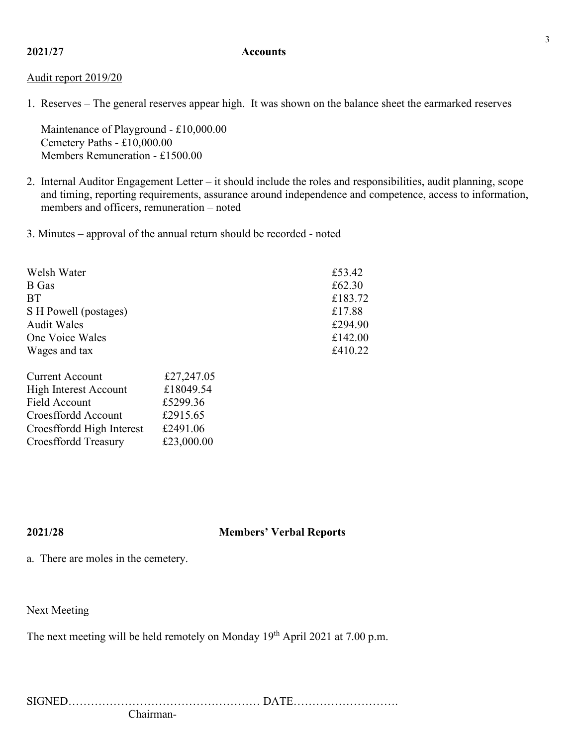**2021/27 Accounts**

Audit report 2019/20

1. Reserves – The general reserves appear high. It was shown on the balance sheet the earmarked reserves

   Maintenance of Playground - £10,000.00
   Cemetery Paths - £10,000.00
   Members Remuneration - £1500.00

2. Internal Auditor Engagement Letter – it should include the roles and responsibilities, audit planning, scope and timing, reporting requirements, assurance around independence and competence, access to information, members and officers, remuneration – noted

3. Minutes – approval of the annual return should be recorded - noted

| | |
|---|---|
| Welsh Water | £53.42 |
| B Gas | £62.30 |
| BT | £183.72 |
| S H Powell (postages) | £17.88 |
| Audit Wales | £294.90 |
| One Voice Wales | £142.00 |
| Wages and tax | £410.22 |

| | |
|---|---|
| Current Account | £27,247.05 |
| High Interest Account | £18049.54 |
| Field Account | £5299.36 |
| Croesffordd Account | £2915.65 |
| Croesffordd High Interest | £2491.06 |
| Croesffordd Treasury | £23,000.00 |

**2021/28 Members' Verbal Reports**

a. There are moles in the cemetery.

Next Meeting

The next meeting will be held remotely on Monday 19th April 2021 at 7.00 p.m.

SIGNED…………………………………………… DATE……………………….
Chairman-